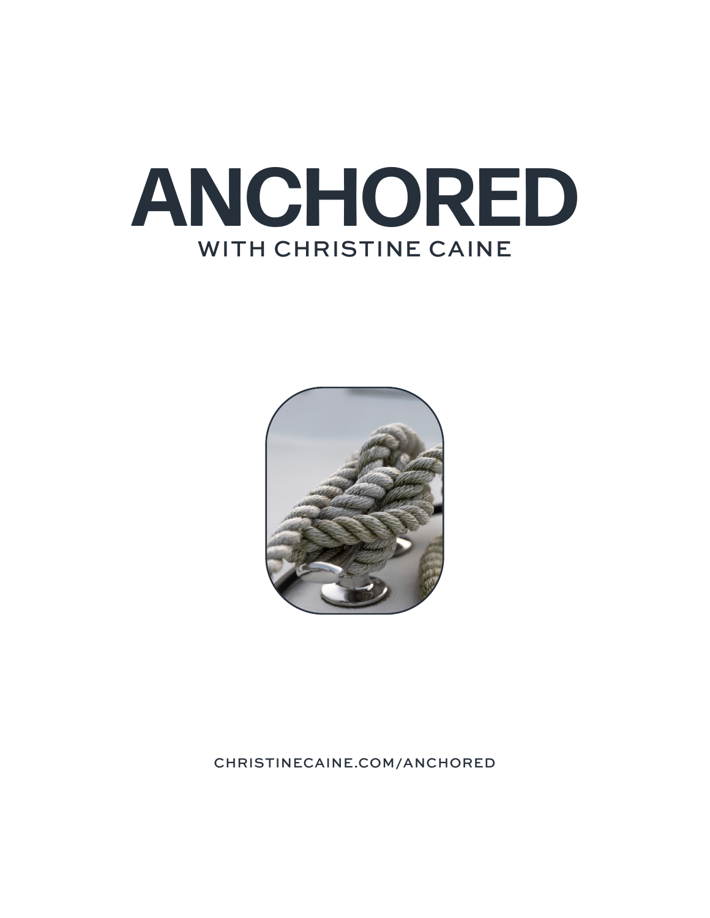# ANCHORED

WITH CHRISTINE CAINE

CHRISTINECAINE.COM/ANCHORED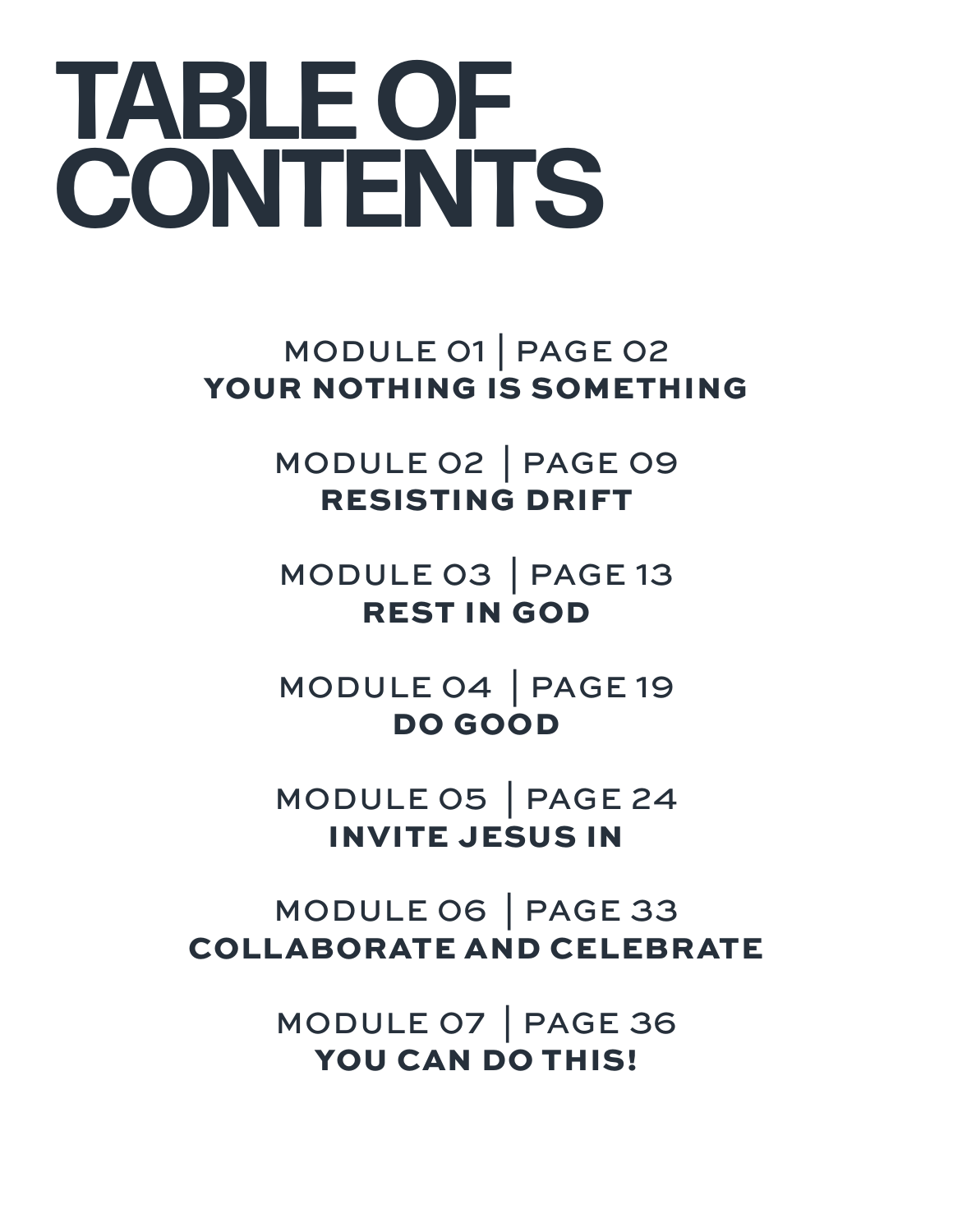# TABLE OF CONTENTS

MODULE 01 | PAGE 02
**YOUR NOTHING IS SOMETHING**

MODULE 02 | PAGE 09
**RESISTING DRIFT**

MODULE 03 | PAGE 13
**REST IN GOD**

MODULE 04 | PAGE 19
**DO GOOD**

MODULE 05 | PAGE 24
**INVITE JESUS IN**

MODULE 06 | PAGE 33
**COLLABORATE AND CELEBRATE**

MODULE 07 | PAGE 36
**YOU CAN DO THIS!**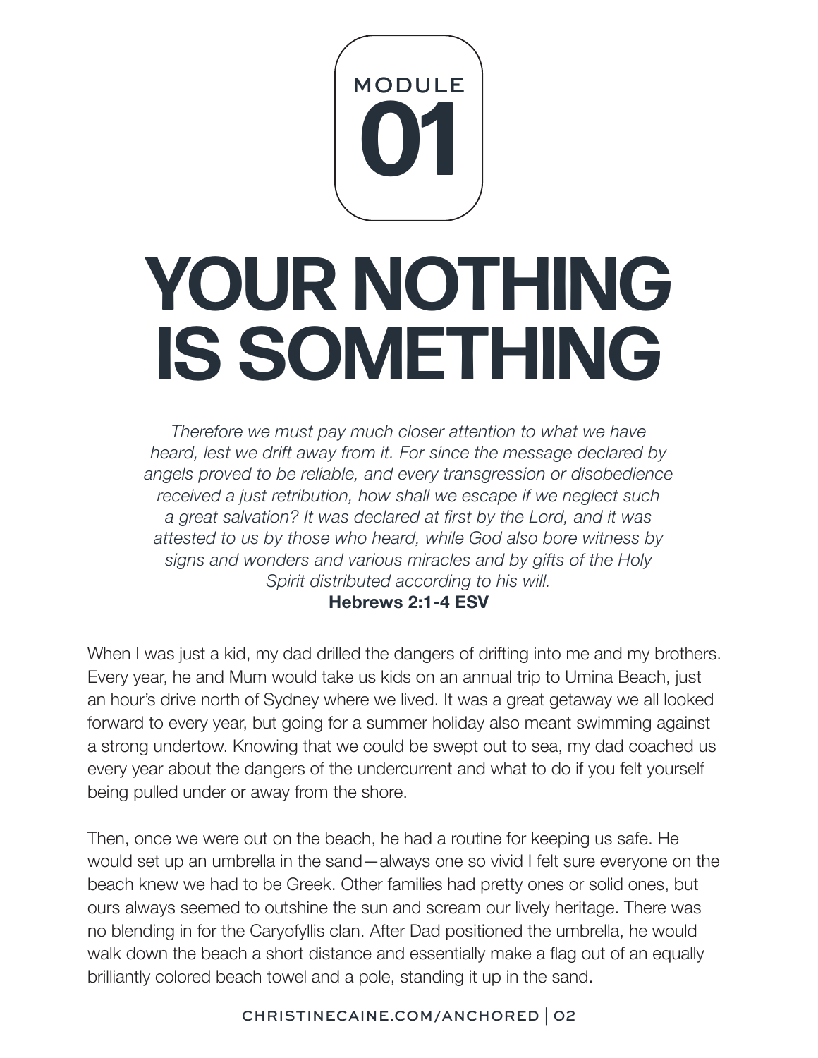MODULE

# 01

# YOUR NOTHING IS SOMETHING

*Therefore we must pay much closer attention to what we have heard, lest we drift away from it. For since the message declared by angels proved to be reliable, and every transgression or disobedience received a just retribution, how shall we escape if we neglect such a great salvation? It was declared at first by the Lord, and it was attested to us by those who heard, while God also bore witness by signs and wonders and various miracles and by gifts of the Holy Spirit distributed according to his will.*
**Hebrews 2:1-4 ESV**

When I was just a kid, my dad drilled the dangers of drifting into me and my brothers. Every year, he and Mum would take us kids on an annual trip to Umina Beach, just an hour's drive north of Sydney where we lived. It was a great getaway we all looked forward to every year, but going for a summer holiday also meant swimming against a strong undertow. Knowing that we could be swept out to sea, my dad coached us every year about the dangers of the undercurrent and what to do if you felt yourself being pulled under or away from the shore.

Then, once we were out on the beach, he had a routine for keeping us safe. He would set up an umbrella in the sand—always one so vivid I felt sure everyone on the beach knew we had to be Greek. Other families had pretty ones or solid ones, but ours always seemed to outshine the sun and scream our lively heritage. There was no blending in for the Caryofyllis clan. After Dad positioned the umbrella, he would walk down the beach a short distance and essentially make a flag out of an equally brilliantly colored beach towel and a pole, standing it up in the sand.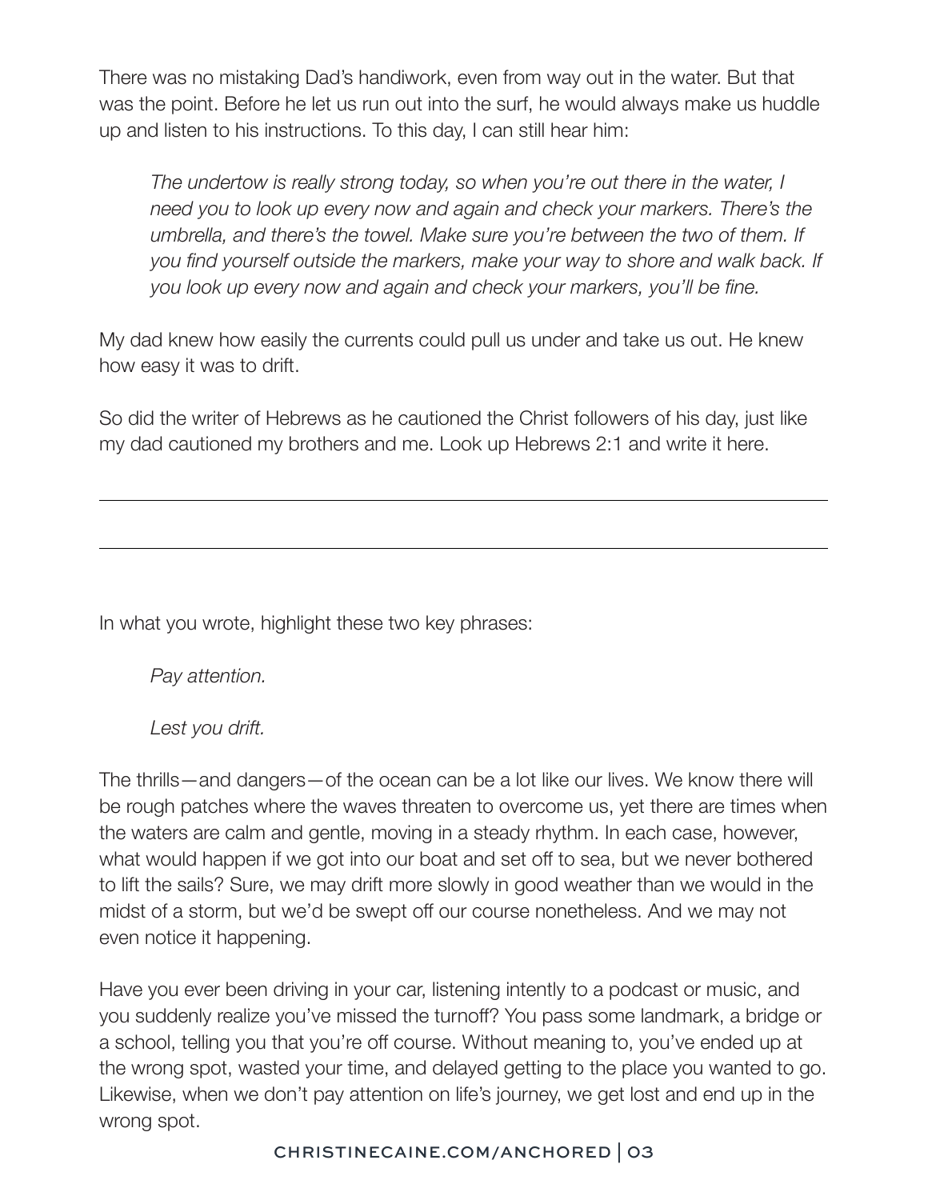There was no mistaking Dad's handiwork, even from way out in the water. But that was the point. Before he let us run out into the surf, he would always make us huddle up and listen to his instructions. To this day, I can still hear him:

> *The undertow is really strong today, so when you're out there in the water, I need you to look up every now and again and check your markers. There's the umbrella, and there's the towel. Make sure you're between the two of them. If you find yourself outside the markers, make your way to shore and walk back. If you look up every now and again and check your markers, you'll be fine.*

My dad knew how easily the currents could pull us under and take us out. He knew how easy it was to drift.

So did the writer of Hebrews as he cautioned the Christ followers of his day, just like my dad cautioned my brothers and me. Look up Hebrews 2:1 and write it here.

---

---

In what you wrote, highlight these two key phrases:

> *Pay attention.*
>
> *Lest you drift.*

The thrills—and dangers—of the ocean can be a lot like our lives. We know there will be rough patches where the waves threaten to overcome us, yet there are times when the waters are calm and gentle, moving in a steady rhythm. In each case, however, what would happen if we got into our boat and set off to sea, but we never bothered to lift the sails? Sure, we may drift more slowly in good weather than we would in the midst of a storm, but we'd be swept off our course nonetheless. And we may not even notice it happening.

Have you ever been driving in your car, listening intently to a podcast or music, and you suddenly realize you've missed the turnoff? You pass some landmark, a bridge or a school, telling you that you're off course. Without meaning to, you've ended up at the wrong spot, wasted your time, and delayed getting to the place you wanted to go. Likewise, when we don't pay attention on life's journey, we get lost and end up in the wrong spot.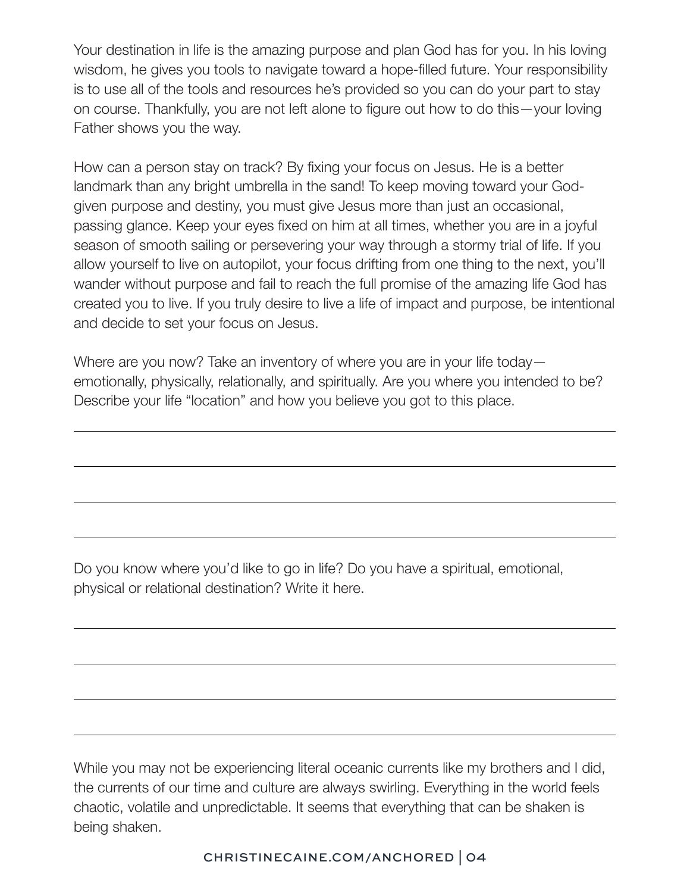Your destination in life is the amazing purpose and plan God has for you. In his loving wisdom, he gives you tools to navigate toward a hope-filled future. Your responsibility is to use all of the tools and resources he's provided so you can do your part to stay on course. Thankfully, you are not left alone to figure out how to do this—your loving Father shows you the way.

How can a person stay on track? By fixing your focus on Jesus. He is a better landmark than any bright umbrella in the sand! To keep moving toward your God-given purpose and destiny, you must give Jesus more than just an occasional, passing glance. Keep your eyes fixed on him at all times, whether you are in a joyful season of smooth sailing or persevering your way through a stormy trial of life. If you allow yourself to live on autopilot, your focus drifting from one thing to the next, you'll wander without purpose and fail to reach the full promise of the amazing life God has created you to live. If you truly desire to live a life of impact and purpose, be intentional and decide to set your focus on Jesus.

Where are you now? Take an inventory of where you are in your life today—emotionally, physically, relationally, and spiritually. Are you where you intended to be? Describe your life "location" and how you believe you got to this place.

\_\_\_\_\_\_\_\_\_\_\_\_\_\_\_\_\_\_\_\_\_\_\_\_\_\_\_\_\_\_\_\_\_\_\_\_\_\_\_\_\_\_\_\_\_\_\_\_\_\_\_\_\_\_\_\_\_\_\_\_

\_\_\_\_\_\_\_\_\_\_\_\_\_\_\_\_\_\_\_\_\_\_\_\_\_\_\_\_\_\_\_\_\_\_\_\_\_\_\_\_\_\_\_\_\_\_\_\_\_\_\_\_\_\_\_\_\_\_\_\_

\_\_\_\_\_\_\_\_\_\_\_\_\_\_\_\_\_\_\_\_\_\_\_\_\_\_\_\_\_\_\_\_\_\_\_\_\_\_\_\_\_\_\_\_\_\_\_\_\_\_\_\_\_\_\_\_\_\_\_\_

\_\_\_\_\_\_\_\_\_\_\_\_\_\_\_\_\_\_\_\_\_\_\_\_\_\_\_\_\_\_\_\_\_\_\_\_\_\_\_\_\_\_\_\_\_\_\_\_\_\_\_\_\_\_\_\_\_\_\_\_

Do you know where you'd like to go in life? Do you have a spiritual, emotional, physical or relational destination? Write it here.

\_\_\_\_\_\_\_\_\_\_\_\_\_\_\_\_\_\_\_\_\_\_\_\_\_\_\_\_\_\_\_\_\_\_\_\_\_\_\_\_\_\_\_\_\_\_\_\_\_\_\_\_\_\_\_\_\_\_\_\_

\_\_\_\_\_\_\_\_\_\_\_\_\_\_\_\_\_\_\_\_\_\_\_\_\_\_\_\_\_\_\_\_\_\_\_\_\_\_\_\_\_\_\_\_\_\_\_\_\_\_\_\_\_\_\_\_\_\_\_\_

\_\_\_\_\_\_\_\_\_\_\_\_\_\_\_\_\_\_\_\_\_\_\_\_\_\_\_\_\_\_\_\_\_\_\_\_\_\_\_\_\_\_\_\_\_\_\_\_\_\_\_\_\_\_\_\_\_\_\_\_

\_\_\_\_\_\_\_\_\_\_\_\_\_\_\_\_\_\_\_\_\_\_\_\_\_\_\_\_\_\_\_\_\_\_\_\_\_\_\_\_\_\_\_\_\_\_\_\_\_\_\_\_\_\_\_\_\_\_\_\_

While you may not be experiencing literal oceanic currents like my brothers and I did, the currents of our time and culture are always swirling. Everything in the world feels chaotic, volatile and unpredictable. It seems that everything that can be shaken is being shaken.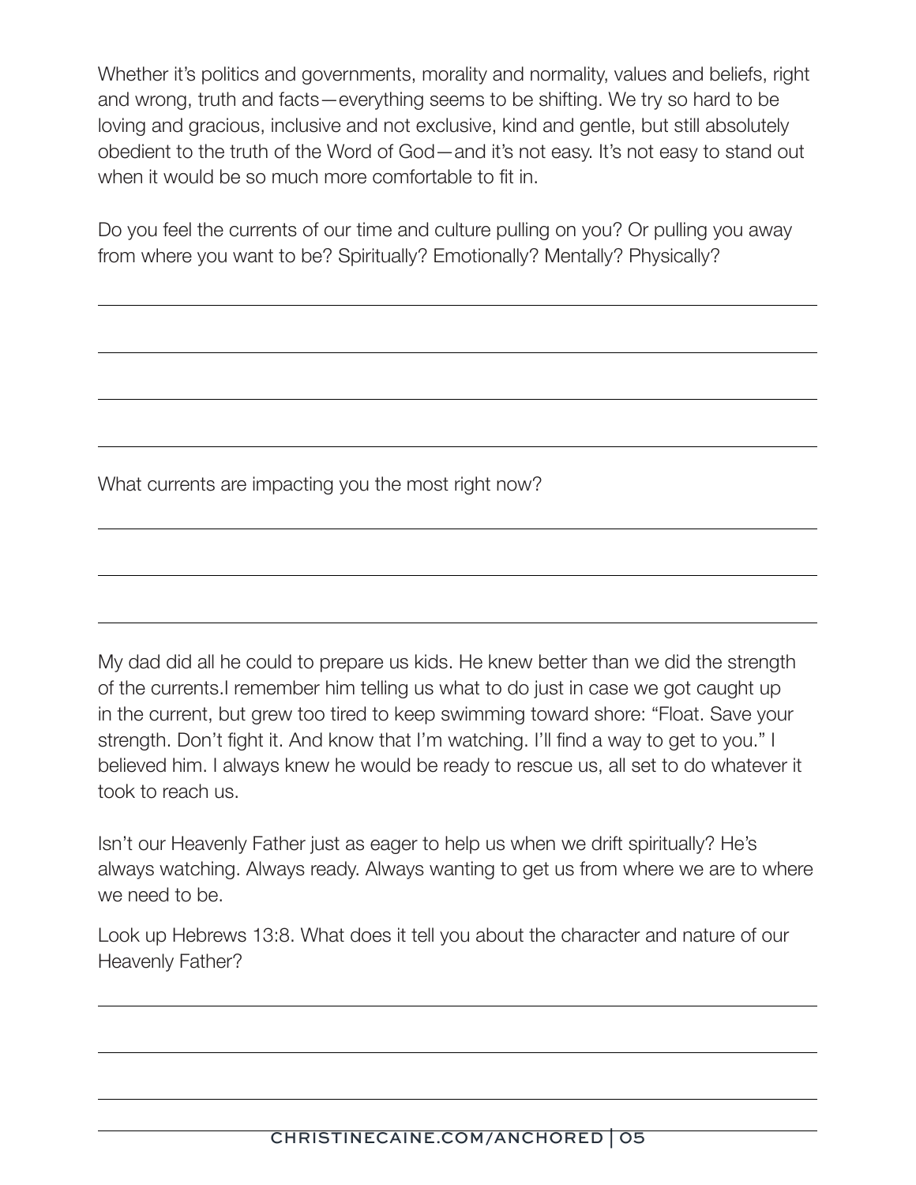Whether it's politics and governments, morality and normality, values and beliefs, right and wrong, truth and facts—everything seems to be shifting. We try so hard to be loving and gracious, inclusive and not exclusive, kind and gentle, but still absolutely obedient to the truth of the Word of God—and it's not easy. It's not easy to stand out when it would be so much more comfortable to fit in.

Do you feel the currents of our time and culture pulling on you? Or pulling you away from where you want to be? Spiritually? Emotionally? Mentally? Physically?

What currents are impacting you the most right now?

My dad did all he could to prepare us kids. He knew better than we did the strength of the currents.I remember him telling us what to do just in case we got caught up in the current, but grew too tired to keep swimming toward shore: "Float. Save your strength. Don't fight it. And know that I'm watching. I'll find a way to get to you." I believed him. I always knew he would be ready to rescue us, all set to do whatever it took to reach us.

Isn't our Heavenly Father just as eager to help us when we drift spiritually? He's always watching. Always ready. Always wanting to get us from where we are to where we need to be.

Look up Hebrews 13:8. What does it tell you about the character and nature of our Heavenly Father?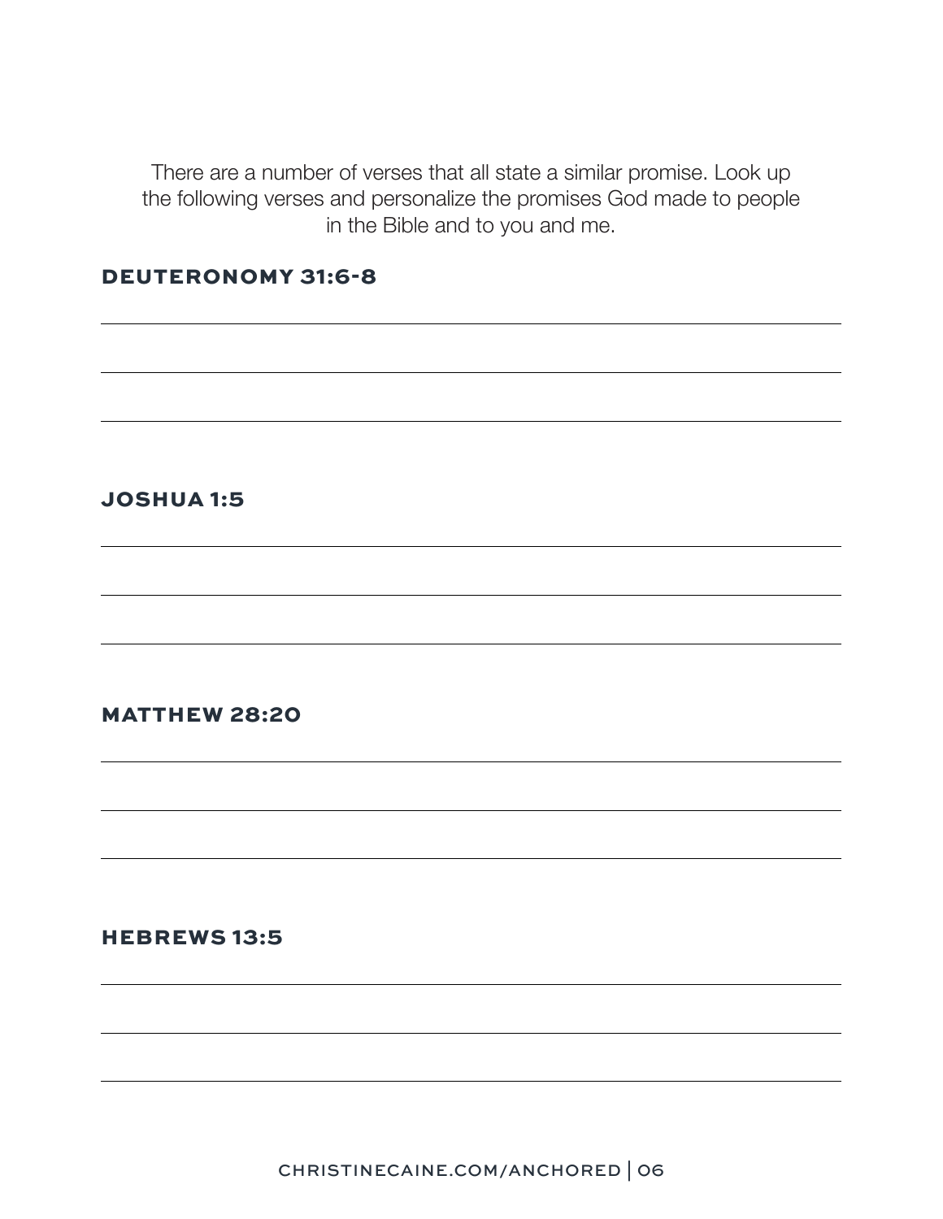There are a number of verses that all state a similar promise. Look up the following verses and personalize the promises God made to people in the Bible and to you and me.

## DEUTERONOMY 31:6-8

## JOSHUA 1:5

## MATTHEW 28:20

## HEBREWS 13:5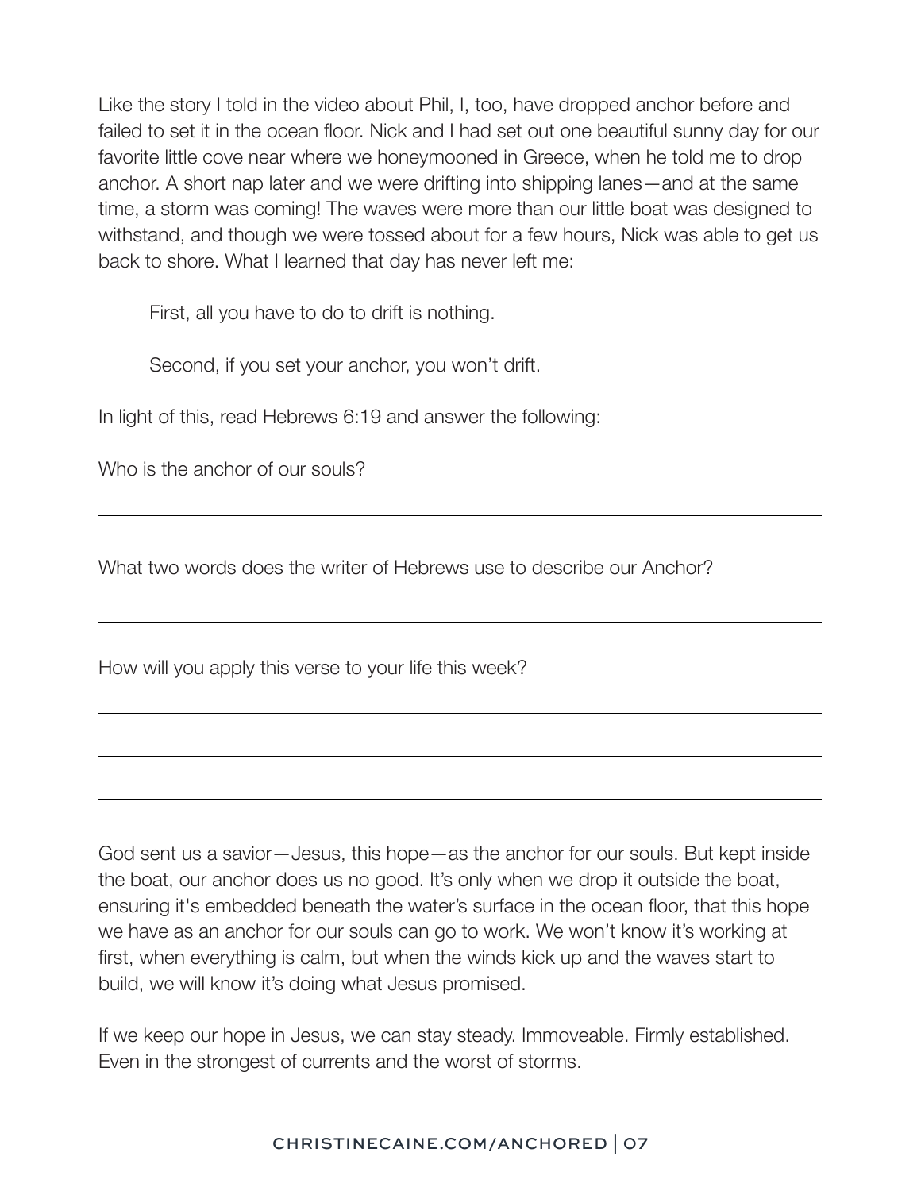Like the story I told in the video about Phil, I, too, have dropped anchor before and failed to set it in the ocean floor. Nick and I had set out one beautiful sunny day for our favorite little cove near where we honeymooned in Greece, when he told me to drop anchor. A short nap later and we were drifting into shipping lanes—and at the same time, a storm was coming! The waves were more than our little boat was designed to withstand, and though we were tossed about for a few hours, Nick was able to get us back to shore. What I learned that day has never left me:

> First, all you have to do to drift is nothing.
>
> Second, if you set your anchor, you won't drift.

In light of this, read Hebrews 6:19 and answer the following:

Who is the anchor of our souls?

_______________________________________________

What two words does the writer of Hebrews use to describe our Anchor?

_______________________________________________

How will you apply this verse to your life this week?

_______________________________________________

_______________________________________________

_______________________________________________

God sent us a savior—Jesus, this hope—as the anchor for our souls. But kept inside the boat, our anchor does us no good. It's only when we drop it outside the boat, ensuring it's embedded beneath the water's surface in the ocean floor, that this hope we have as an anchor for our souls can go to work. We won't know it's working at first, when everything is calm, but when the winds kick up and the waves start to build, we will know it's doing what Jesus promised.

If we keep our hope in Jesus, we can stay steady. Immoveable. Firmly established. Even in the strongest of currents and the worst of storms.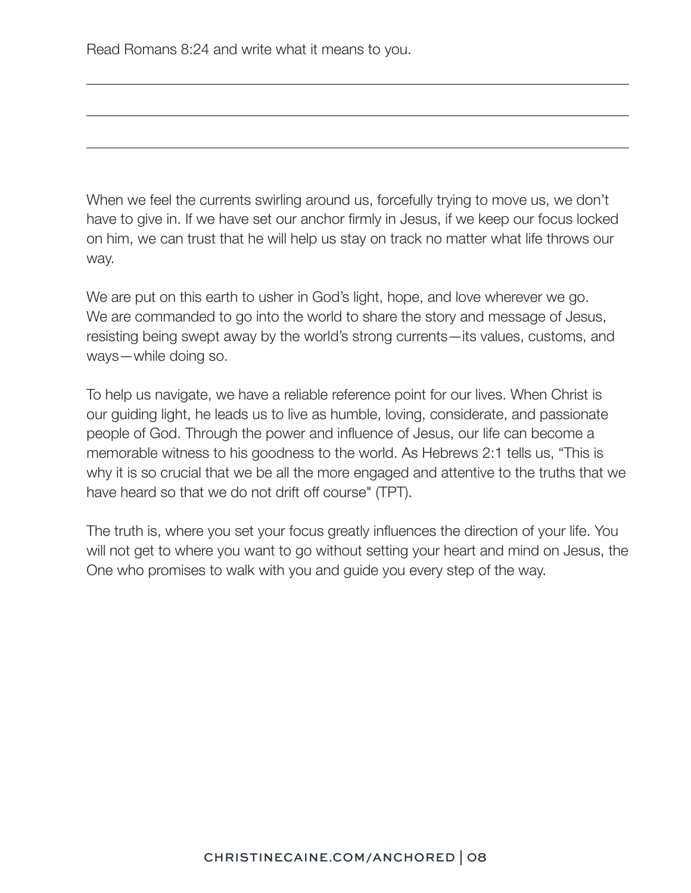Read Romans 8:24 and write what it means to you.

When we feel the currents swirling around us, forcefully trying to move us, we don't have to give in. If we have set our anchor firmly in Jesus, if we keep our focus locked on him, we can trust that he will help us stay on track no matter what life throws our way.

We are put on this earth to usher in God's light, hope, and love wherever we go. We are commanded to go into the world to share the story and message of Jesus, resisting being swept away by the world's strong currents—its values, customs, and ways—while doing so.

To help us navigate, we have a reliable reference point for our lives. When Christ is our guiding light, he leads us to live as humble, loving, considerate, and passionate people of God. Through the power and influence of Jesus, our life can become a memorable witness to his goodness to the world. As Hebrews 2:1 tells us, "This is why it is so crucial that we be all the more engaged and attentive to the truths that we have heard so that we do not drift off course" (TPT).

The truth is, where you set your focus greatly influences the direction of your life. You will not get to where you want to go without setting your heart and mind on Jesus, the One who promises to walk with you and guide you every step of the way.